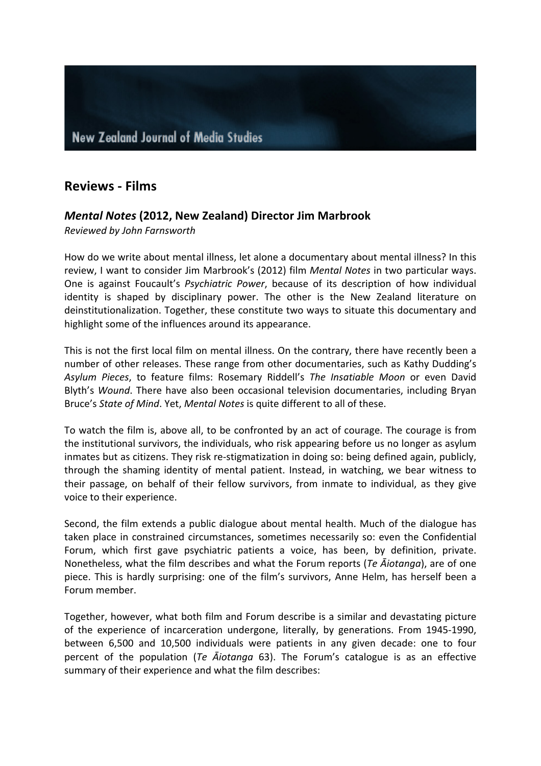New Zealand Journal of Media Studies

## Reviews - Films

### *Mental Notes* (2012, New Zealand) Director Jim Marbrook

*Reviewed by John Farnsworth*

How do we write about mental illness, let alone a documentary about mental illness? In this review, I want to consider Jim Marbrook's (2012) film *Mental Notes* in two particular ways. One is against Foucault's *Psychiatric Power*, because of its description of how individual identity is shaped by disciplinary power. The other is the New Zealand literature on deinstitutionalization. Together, these constitute two ways to situate this documentary and highlight some of the influences around its appearance.

This is not the first local film on mental illness. On the contrary, there have recently been a number of other releases. These range from other documentaries, such as Kathy Dudding's *Asylum Pieces*, to feature films: Rosemary Riddell's *The Insatiable Moon* or even David Blyth's *Wound*. There have also been occasional television documentaries, including Bryan Bruce's *State of Mind*. Yet, *Mental Notes* is quite different to all of these.

To watch the film is, above all, to be confronted by an act of courage. The courage is from the institutional survivors, the individuals, who risk appearing before us no longer as asylum inmates but as citizens. They risk re-stigmatization in doing so: being defined again, publicly, through the shaming identity of mental patient. Instead, in watching, we bear witness to their passage, on behalf of their fellow survivors, from inmate to individual, as they give voice to their experience.

Second, the film extends a public dialogue about mental health. Much of the dialogue has taken place in constrained circumstances, sometimes necessarily so: even the Confidential Forum, which first gave psychiatric patients a voice, has been, by definition, private. Nonetheless, what the film describes and what the Forum reports (*Te Āiotanga*), are of one piece. This is hardly surprising: one of the film's survivors, Anne Helm, has herself been a Forum member.

Together, however, what both film and Forum describe is a similar and devastating picture of the experience of incarceration undergone, literally, by generations. From 1945-1990, between 6,500 and 10,500 individuals were patients in any given decade: one to four percent of the population (*Te Āiotanga* 63). The Forum's catalogue is as an effective summary of their experience and what the film describes: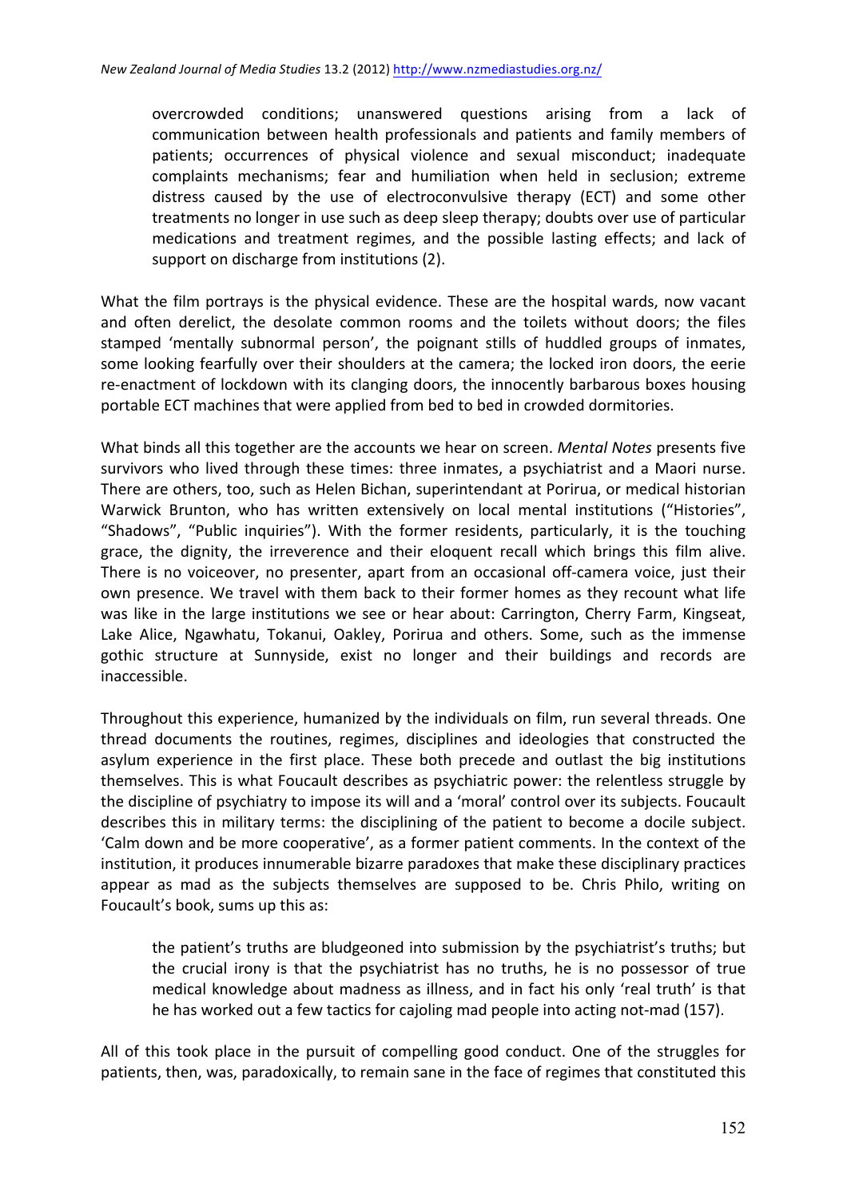> overcrowded conditions; unanswered questions arising from a lack of communication between health professionals and patients and family members of patients; occurrences of physical violence and sexual misconduct; inadequate complaints mechanisms; fear and humiliation when held in seclusion; extreme distress caused by the use of electroconvulsive therapy (ECT) and some other treatments no longer in use such as deep sleep therapy; doubts over use of particular medications and treatment regimes, and the possible lasting effects; and lack of support on discharge from institutions (2).

What the film portrays is the physical evidence. These are the hospital wards, now vacant and often derelict, the desolate common rooms and the toilets without doors; the files stamped 'mentally subnormal person', the poignant stills of huddled groups of inmates, some looking fearfully over their shoulders at the camera; the locked iron doors, the eerie re-enactment of lockdown with its clanging doors, the innocently barbarous boxes housing portable ECT machines that were applied from bed to bed in crowded dormitories.

What binds all this together are the accounts we hear on screen. *Mental Notes* presents five survivors who lived through these times: three inmates, a psychiatrist and a Maori nurse. There are others, too, such as Helen Bichan, superintendant at Porirua, or medical historian Warwick Brunton, who has written extensively on local mental institutions ("Histories", "Shadows", "Public inquiries"). With the former residents, particularly, it is the touching grace, the dignity, the irreverence and their eloquent recall which brings this film alive. There is no voiceover, no presenter, apart from an occasional off-camera voice, just their own presence. We travel with them back to their former homes as they recount what life was like in the large institutions we see or hear about: Carrington, Cherry Farm, Kingseat, Lake Alice, Ngawhatu, Tokanui, Oakley, Porirua and others. Some, such as the immense gothic structure at Sunnyside, exist no longer and their buildings and records are inaccessible.

Throughout this experience, humanized by the individuals on film, run several threads. One thread documents the routines, regimes, disciplines and ideologies that constructed the asylum experience in the first place. These both precede and outlast the big institutions themselves. This is what Foucault describes as psychiatric power: the relentless struggle by the discipline of psychiatry to impose its will and a 'moral' control over its subjects. Foucault describes this in military terms: the disciplining of the patient to become a docile subject. 'Calm down and be more cooperative', as a former patient comments. In the context of the institution, it produces innumerable bizarre paradoxes that make these disciplinary practices appear as mad as the subjects themselves are supposed to be. Chris Philo, writing on Foucault's book, sums up this as:

> the patient's truths are bludgeoned into submission by the psychiatrist's truths; but the crucial irony is that the psychiatrist has no truths, he is no possessor of true medical knowledge about madness as illness, and in fact his only 'real truth' is that he has worked out a few tactics for cajoling mad people into acting not-mad (157).

All of this took place in the pursuit of compelling good conduct. One of the struggles for patients, then, was, paradoxically, to remain sane in the face of regimes that constituted this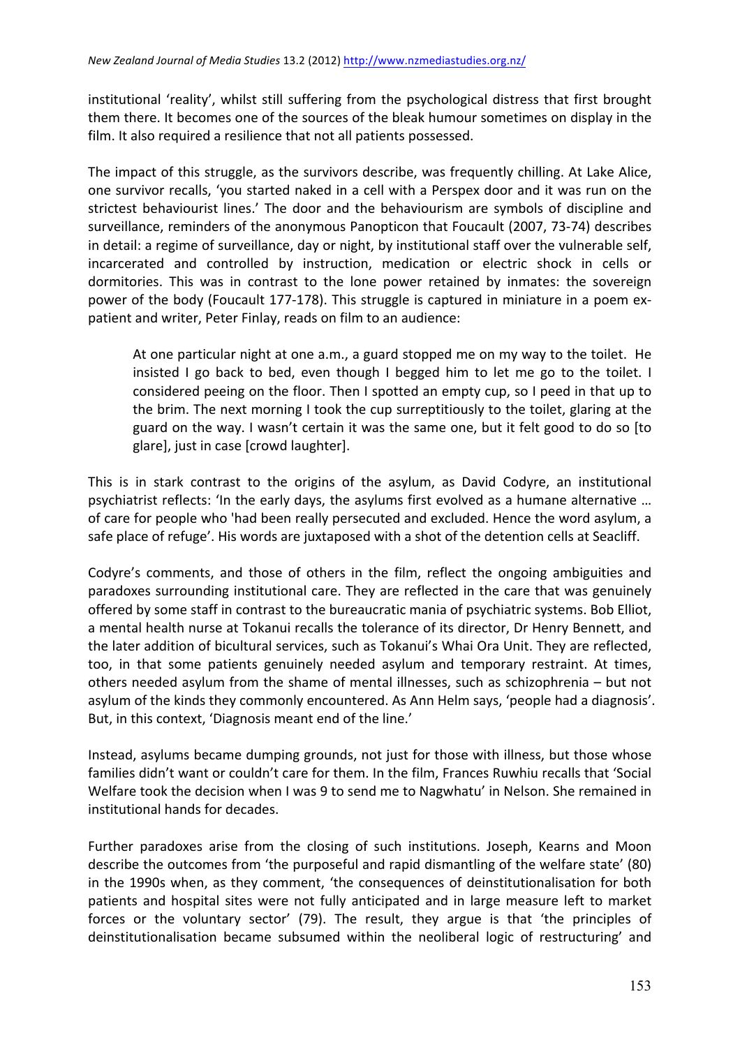institutional 'reality', whilst still suffering from the psychological distress that first brought them there. It becomes one of the sources of the bleak humour sometimes on display in the film. It also required a resilience that not all patients possessed.

The impact of this struggle, as the survivors describe, was frequently chilling. At Lake Alice, one survivor recalls, 'you started naked in a cell with a Perspex door and it was run on the strictest behaviourist lines.' The door and the behaviourism are symbols of discipline and surveillance, reminders of the anonymous Panopticon that Foucault (2007, 73-74) describes in detail: a regime of surveillance, day or night, by institutional staff over the vulnerable self, incarcerated and controlled by instruction, medication or electric shock in cells or dormitories. This was in contrast to the lone power retained by inmates: the sovereign power of the body (Foucault 177-178). This struggle is captured in miniature in a poem ex-patient and writer, Peter Finlay, reads on film to an audience:

> At one particular night at one a.m., a guard stopped me on my way to the toilet. He insisted I go back to bed, even though I begged him to let me go to the toilet. I considered peeing on the floor. Then I spotted an empty cup, so I peed in that up to the brim. The next morning I took the cup surreptitiously to the toilet, glaring at the guard on the way. I wasn't certain it was the same one, but it felt good to do so [to glare], just in case [crowd laughter].

This is in stark contrast to the origins of the asylum, as David Codyre, an institutional psychiatrist reflects: 'In the early days, the asylums first evolved as a humane alternative … of care for people who 'had been really persecuted and excluded. Hence the word asylum, a safe place of refuge'. His words are juxtaposed with a shot of the detention cells at Seacliff.

Codyre's comments, and those of others in the film, reflect the ongoing ambiguities and paradoxes surrounding institutional care. They are reflected in the care that was genuinely offered by some staff in contrast to the bureaucratic mania of psychiatric systems. Bob Elliot, a mental health nurse at Tokanui recalls the tolerance of its director, Dr Henry Bennett, and the later addition of bicultural services, such as Tokanui's Whai Ora Unit. They are reflected, too, in that some patients genuinely needed asylum and temporary restraint. At times, others needed asylum from the shame of mental illnesses, such as schizophrenia – but not asylum of the kinds they commonly encountered. As Ann Helm says, 'people had a diagnosis'. But, in this context, 'Diagnosis meant end of the line.'

Instead, asylums became dumping grounds, not just for those with illness, but those whose families didn't want or couldn't care for them. In the film, Frances Ruwhiu recalls that 'Social Welfare took the decision when I was 9 to send me to Nagwhatu' in Nelson. She remained in institutional hands for decades.

Further paradoxes arise from the closing of such institutions. Joseph, Kearns and Moon describe the outcomes from 'the purposeful and rapid dismantling of the welfare state' (80) in the 1990s when, as they comment, 'the consequences of deinstitutionalisation for both patients and hospital sites were not fully anticipated and in large measure left to market forces or the voluntary sector' (79). The result, they argue is that 'the principles of deinstitutionalisation became subsumed within the neoliberal logic of restructuring' and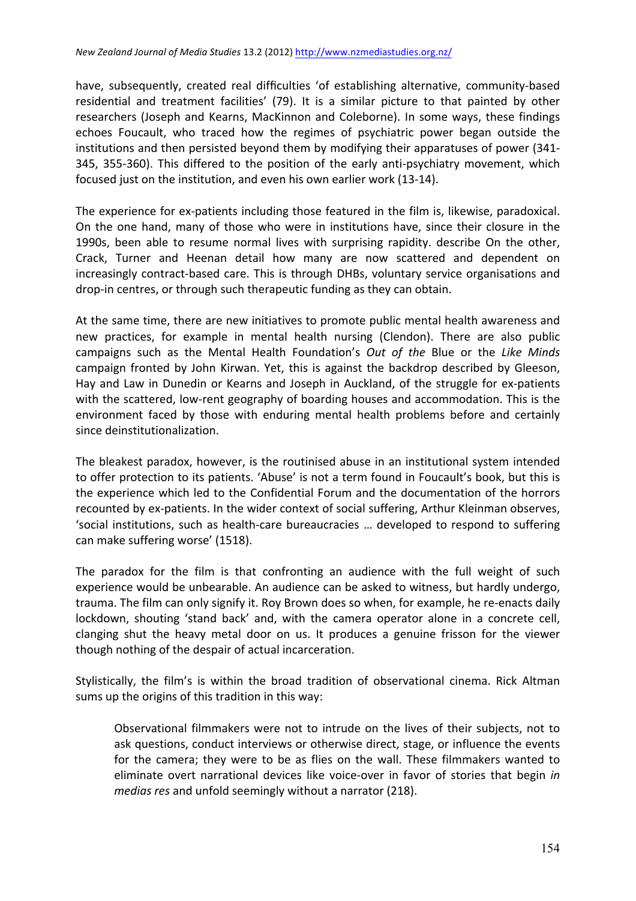have, subsequently, created real difficulties 'of establishing alternative, community-based residential and treatment facilities' (79). It is a similar picture to that painted by other researchers (Joseph and Kearns, MacKinnon and Coleborne). In some ways, these findings echoes Foucault, who traced how the regimes of psychiatric power began outside the institutions and then persisted beyond them by modifying their apparatuses of power (341-345, 355-360). This differed to the position of the early anti-psychiatry movement, which focused just on the institution, and even his own earlier work (13-14).

The experience for ex-patients including those featured in the film is, likewise, paradoxical. On the one hand, many of those who were in institutions have, since their closure in the 1990s, been able to resume normal lives with surprising rapidity. describe On the other, Crack, Turner and Heenan detail how many are now scattered and dependent on increasingly contract-based care. This is through DHBs, voluntary service organisations and drop-in centres, or through such therapeutic funding as they can obtain.

At the same time, there are new initiatives to promote public mental health awareness and new practices, for example in mental health nursing (Clendon). There are also public campaigns such as the Mental Health Foundation's *Out of the* Blue or the *Like Minds* campaign fronted by John Kirwan. Yet, this is against the backdrop described by Gleeson, Hay and Law in Dunedin or Kearns and Joseph in Auckland, of the struggle for ex-patients with the scattered, low-rent geography of boarding houses and accommodation. This is the environment faced by those with enduring mental health problems before and certainly since deinstitutionalization.

The bleakest paradox, however, is the routinised abuse in an institutional system intended to offer protection to its patients. 'Abuse' is not a term found in Foucault's book, but this is the experience which led to the Confidential Forum and the documentation of the horrors recounted by ex-patients. In the wider context of social suffering, Arthur Kleinman observes, 'social institutions, such as health-care bureaucracies … developed to respond to suffering can make suffering worse' (1518).

The paradox for the film is that confronting an audience with the full weight of such experience would be unbearable. An audience can be asked to witness, but hardly undergo, trauma. The film can only signify it. Roy Brown does so when, for example, he re-enacts daily lockdown, shouting 'stand back' and, with the camera operator alone in a concrete cell, clanging shut the heavy metal door on us. It produces a genuine frisson for the viewer though nothing of the despair of actual incarceration.

Stylistically, the film's is within the broad tradition of observational cinema. Rick Altman sums up the origins of this tradition in this way:

> Observational filmmakers were not to intrude on the lives of their subjects, not to ask questions, conduct interviews or otherwise direct, stage, or influence the events for the camera; they were to be as flies on the wall. These filmmakers wanted to eliminate overt narrational devices like voice-over in favor of stories that begin *in medias res* and unfold seemingly without a narrator (218).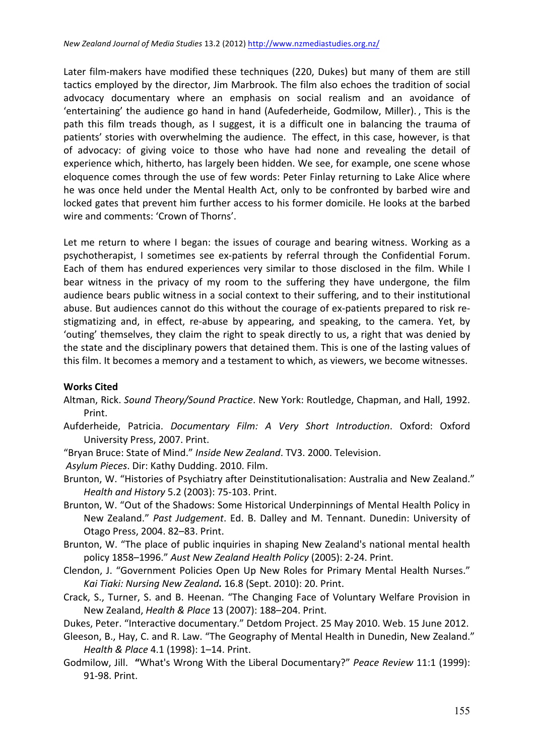Later film-makers have modified these techniques (220, Dukes) but many of them are still tactics employed by the director, Jim Marbrook. The film also echoes the tradition of social advocacy documentary where an emphasis on social realism and an avoidance of 'entertaining' the audience go hand in hand (Aufederheide, Godmilow, Miller)., This is the path this film treads though, as I suggest, it is a difficult one in balancing the trauma of patients' stories with overwhelming the audience. The effect, in this case, however, is that of advocacy: of giving voice to those who have had none and revealing the detail of experience which, hitherto, has largely been hidden. We see, for example, one scene whose eloquence comes through the use of few words: Peter Finlay returning to Lake Alice where he was once held under the Mental Health Act, only to be confronted by barbed wire and locked gates that prevent him further access to his former domicile. He looks at the barbed wire and comments: 'Crown of Thorns'.

Let me return to where I began: the issues of courage and bearing witness. Working as a psychotherapist, I sometimes see ex-patients by referral through the Confidential Forum. Each of them has endured experiences very similar to those disclosed in the film. While I bear witness in the privacy of my room to the suffering they have undergone, the film audience bears public witness in a social context to their suffering, and to their institutional abuse. But audiences cannot do this without the courage of ex-patients prepared to risk re-stigmatizing and, in effect, re-abuse by appearing, and speaking, to the camera. Yet, by 'outing' themselves, they claim the right to speak directly to us, a right that was denied by the state and the disciplinary powers that detained them. This is one of the lasting values of this film. It becomes a memory and a testament to which, as viewers, we become witnesses.

**Works Cited**

Altman, Rick. *Sound Theory/Sound Practice*. New York: Routledge, Chapman, and Hall, 1992. Print.

Aufderheide, Patricia. *Documentary Film: A Very Short Introduction*. Oxford: Oxford University Press, 2007. Print.

"Bryan Bruce: State of Mind." *Inside New Zealand*. TV3. 2000. Television.

*Asylum Pieces*. Dir: Kathy Dudding. 2010. Film.

Brunton, W. "Histories of Psychiatry after Deinstitutionalisation: Australia and New Zealand." *Health and History* 5.2 (2003): 75-103. Print.

Brunton, W. "Out of the Shadows: Some Historical Underpinnings of Mental Health Policy in New Zealand." *Past Judgement*. Ed. B. Dalley and M. Tennant. Dunedin: University of Otago Press, 2004. 82–83. Print.

Brunton, W. "The place of public inquiries in shaping New Zealand's national mental health policy 1858–1996." *Aust New Zealand Health Policy* (2005): 2-24. Print.

Clendon, J. "Government Policies Open Up New Roles for Primary Mental Health Nurses." *Kai Tiaki: Nursing New Zealand.* 16.8 (Sept. 2010): 20. Print.

Crack, S., Turner, S. and B. Heenan. "The Changing Face of Voluntary Welfare Provision in New Zealand, *Health & Place* 13 (2007): 188–204. Print.

Dukes, Peter. "Interactive documentary." Detdom Project. 25 May 2010. Web. 15 June 2012.

Gleeson, B., Hay, C. and R. Law. "The Geography of Mental Health in Dunedin, New Zealand." *Health & Place* 4.1 (1998): 1–14. Print.

Godmilow, Jill. "What's Wrong With the Liberal Documentary?" *Peace Review* 11:1 (1999): 91-98. Print.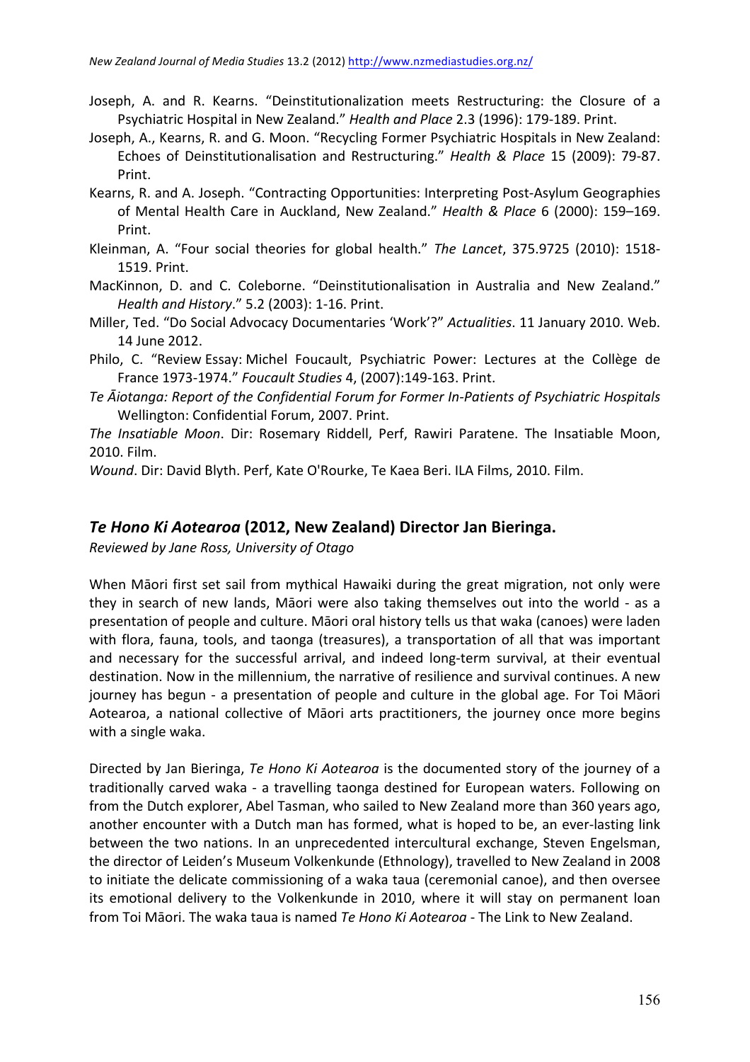Joseph, A. and R. Kearns. "Deinstitutionalization meets Restructuring: the Closure of a Psychiatric Hospital in New Zealand." *Health and Place* 2.3 (1996): 179-189. Print.

Joseph, A., Kearns, R. and G. Moon. "Recycling Former Psychiatric Hospitals in New Zealand: Echoes of Deinstitutionalisation and Restructuring." *Health & Place* 15 (2009): 79-87. Print.

Kearns, R. and A. Joseph. "Contracting Opportunities: Interpreting Post-Asylum Geographies of Mental Health Care in Auckland, New Zealand." *Health & Place* 6 (2000): 159–169. Print.

Kleinman, A. "Four social theories for global health." *The Lancet*, 375.9725 (2010): 1518-1519. Print.

MacKinnon, D. and C. Coleborne. "Deinstitutionalisation in Australia and New Zealand." *Health and History*." 5.2 (2003): 1-16. Print.

Miller, Ted. "Do Social Advocacy Documentaries 'Work'?" *Actualities*. 11 January 2010. Web. 14 June 2012.

Philo, C. "Review Essay: Michel Foucault, Psychiatric Power: Lectures at the Collège de France 1973-1974." *Foucault Studies* 4, (2007):149-163. Print.

*Te Āiotanga: Report of the Confidential Forum for Former In-Patients of Psychiatric Hospitals* Wellington: Confidential Forum, 2007. Print.

*The Insatiable Moon*. Dir: Rosemary Riddell, Perf, Rawiri Paratene. The Insatiable Moon, 2010. Film.

*Wound*. Dir: David Blyth. Perf, Kate O'Rourke, Te Kaea Beri. ILA Films, 2010. Film.

## *Te Hono Ki Aotearoa* (2012, New Zealand) Director Jan Bieringa.

*Reviewed by Jane Ross, University of Otago*

When Māori first set sail from mythical Hawaiki during the great migration, not only were they in search of new lands, Māori were also taking themselves out into the world - as a presentation of people and culture. Māori oral history tells us that waka (canoes) were laden with flora, fauna, tools, and taonga (treasures), a transportation of all that was important and necessary for the successful arrival, and indeed long-term survival, at their eventual destination. Now in the millennium, the narrative of resilience and survival continues. A new journey has begun - a presentation of people and culture in the global age. For Toi Māori Aotearoa, a national collective of Māori arts practitioners, the journey once more begins with a single waka.

Directed by Jan Bieringa, *Te Hono Ki Aotearoa* is the documented story of the journey of a traditionally carved waka - a travelling taonga destined for European waters. Following on from the Dutch explorer, Abel Tasman, who sailed to New Zealand more than 360 years ago, another encounter with a Dutch man has formed, what is hoped to be, an ever-lasting link between the two nations. In an unprecedented intercultural exchange, Steven Engelsman, the director of Leiden's Museum Volkenkunde (Ethnology), travelled to New Zealand in 2008 to initiate the delicate commissioning of a waka taua (ceremonial canoe), and then oversee its emotional delivery to the Volkenkunde in 2010, where it will stay on permanent loan from Toi Māori. The waka taua is named *Te Hono Ki Aotearoa* - The Link to New Zealand.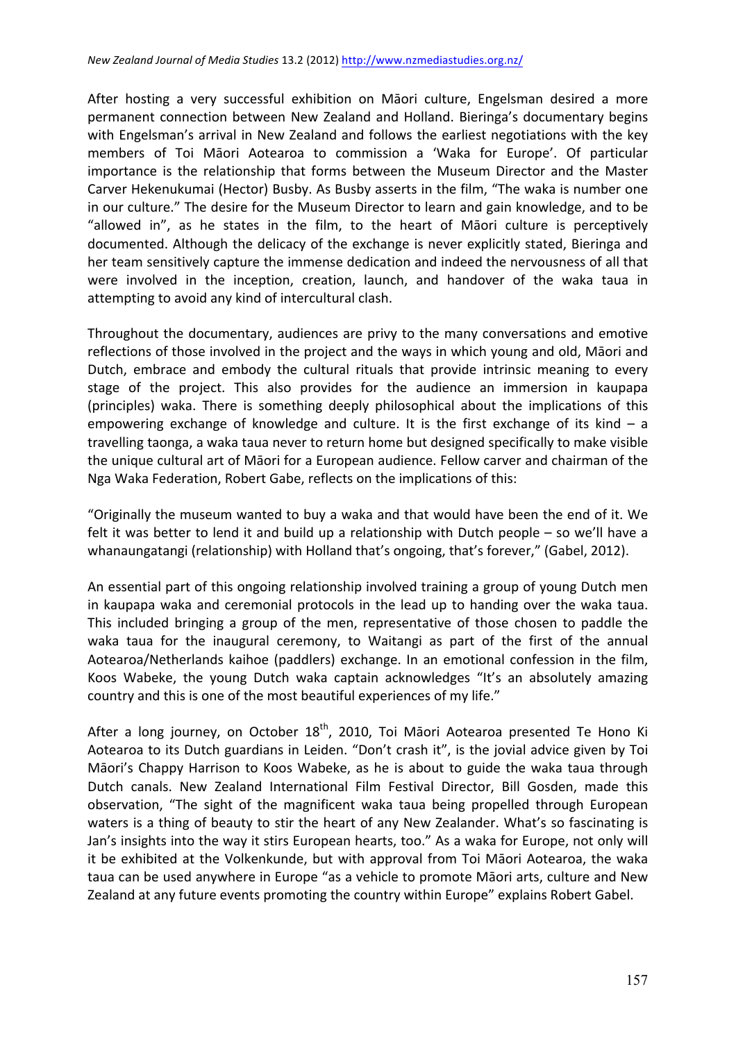After hosting a very successful exhibition on Māori culture, Engelsman desired a more permanent connection between New Zealand and Holland. Bieringa's documentary begins with Engelsman's arrival in New Zealand and follows the earliest negotiations with the key members of Toi Māori Aotearoa to commission a 'Waka for Europe'. Of particular importance is the relationship that forms between the Museum Director and the Master Carver Hekenukumai (Hector) Busby. As Busby asserts in the film, "The waka is number one in our culture." The desire for the Museum Director to learn and gain knowledge, and to be "allowed in", as he states in the film, to the heart of Māori culture is perceptively documented. Although the delicacy of the exchange is never explicitly stated, Bieringa and her team sensitively capture the immense dedication and indeed the nervousness of all that were involved in the inception, creation, launch, and handover of the waka taua in attempting to avoid any kind of intercultural clash.

Throughout the documentary, audiences are privy to the many conversations and emotive reflections of those involved in the project and the ways in which young and old, Māori and Dutch, embrace and embody the cultural rituals that provide intrinsic meaning to every stage of the project. This also provides for the audience an immersion in kaupapa (principles) waka. There is something deeply philosophical about the implications of this empowering exchange of knowledge and culture. It is the first exchange of its kind – a travelling taonga, a waka taua never to return home but designed specifically to make visible the unique cultural art of Māori for a European audience. Fellow carver and chairman of the Nga Waka Federation, Robert Gabe, reflects on the implications of this:

"Originally the museum wanted to buy a waka and that would have been the end of it. We felt it was better to lend it and build up a relationship with Dutch people – so we'll have a whanaungatangi (relationship) with Holland that's ongoing, that's forever," (Gabel, 2012).

An essential part of this ongoing relationship involved training a group of young Dutch men in kaupapa waka and ceremonial protocols in the lead up to handing over the waka taua. This included bringing a group of the men, representative of those chosen to paddle the waka taua for the inaugural ceremony, to Waitangi as part of the first of the annual Aotearoa/Netherlands kaihoe (paddlers) exchange. In an emotional confession in the film, Koos Wabeke, the young Dutch waka captain acknowledges "It's an absolutely amazing country and this is one of the most beautiful experiences of my life."

After a long journey, on October 18th, 2010, Toi Māori Aotearoa presented Te Hono Ki Aotearoa to its Dutch guardians in Leiden. "Don't crash it", is the jovial advice given by Toi Māori's Chappy Harrison to Koos Wabeke, as he is about to guide the waka taua through Dutch canals. New Zealand International Film Festival Director, Bill Gosden, made this observation, "The sight of the magnificent waka taua being propelled through European waters is a thing of beauty to stir the heart of any New Zealander. What's so fascinating is Jan's insights into the way it stirs European hearts, too." As a waka for Europe, not only will it be exhibited at the Volkenkunde, but with approval from Toi Māori Aotearoa, the waka taua can be used anywhere in Europe "as a vehicle to promote Māori arts, culture and New Zealand at any future events promoting the country within Europe" explains Robert Gabel.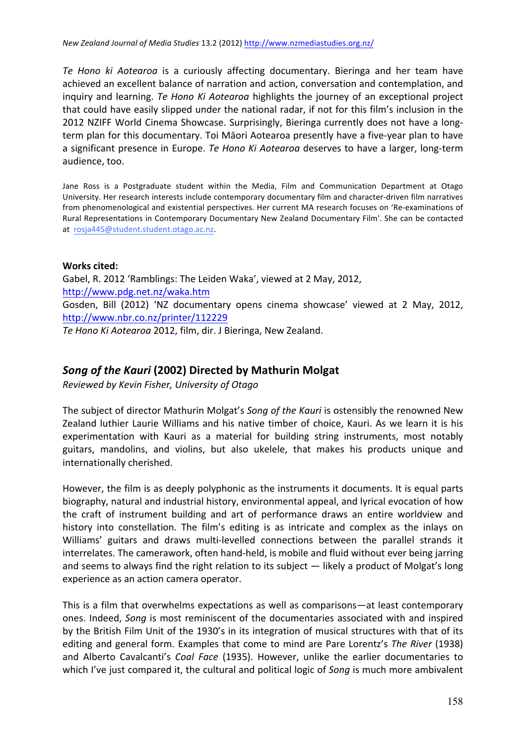*Te Hono ki Aotearoa* is a curiously affecting documentary. Bieringa and her team have achieved an excellent balance of narration and action, conversation and contemplation, and inquiry and learning. *Te Hono Ki Aotearoa* highlights the journey of an exceptional project that could have easily slipped under the national radar, if not for this film's inclusion in the 2012 NZIFF World Cinema Showcase. Surprisingly, Bieringa currently does not have a long-term plan for this documentary. Toi Māori Aotearoa presently have a five-year plan to have a significant presence in Europe. *Te Hono Ki Aotearoa* deserves to have a larger, long-term audience, too.

Jane Ross is a Postgraduate student within the Media, Film and Communication Department at Otago University. Her research interests include contemporary documentary film and character-driven film narratives from phenomenological and existential perspectives. Her current MA research focuses on 'Re-examinations of Rural Representations in Contemporary Documentary New Zealand Documentary Film'. She can be contacted at rosja445@student.student.otago.ac.nz.

**Works cited:**

Gabel, R. 2012 'Ramblings: The Leiden Waka', viewed at 2 May, 2012, http://www.pdg.net.nz/waka.htm

Gosden, Bill (2012) 'NZ documentary opens cinema showcase' viewed at 2 May, 2012, http://www.nbr.co.nz/printer/112229

*Te Hono Ki Aotearoa* 2012, film, dir. J Bieringa, New Zealand.

## *Song of the Kauri* (2002) Directed by Mathurin Molgat

*Reviewed by Kevin Fisher, University of Otago*

The subject of director Mathurin Molgat's *Song of the Kauri* is ostensibly the renowned New Zealand luthier Laurie Williams and his native timber of choice, Kauri. As we learn it is his experimentation with Kauri as a material for building string instruments, most notably guitars, mandolins, and violins, but also ukelele, that makes his products unique and internationally cherished.

However, the film is as deeply polyphonic as the instruments it documents. It is equal parts biography, natural and industrial history, environmental appeal, and lyrical evocation of how the craft of instrument building and art of performance draws an entire worldview and history into constellation. The film's editing is as intricate and complex as the inlays on Williams' guitars and draws multi-levelled connections between the parallel strands it interrelates. The camerawork, often hand-held, is mobile and fluid without ever being jarring and seems to always find the right relation to its subject — likely a product of Molgat's long experience as an action camera operator.

This is a film that overwhelms expectations as well as comparisons—at least contemporary ones. Indeed, *Song* is most reminiscent of the documentaries associated with and inspired by the British Film Unit of the 1930's in its integration of musical structures with that of its editing and general form. Examples that come to mind are Pare Lorentz's *The River* (1938) and Alberto Cavalcanti's *Coal Face* (1935). However, unlike the earlier documentaries to which I've just compared it, the cultural and political logic of *Song* is much more ambivalent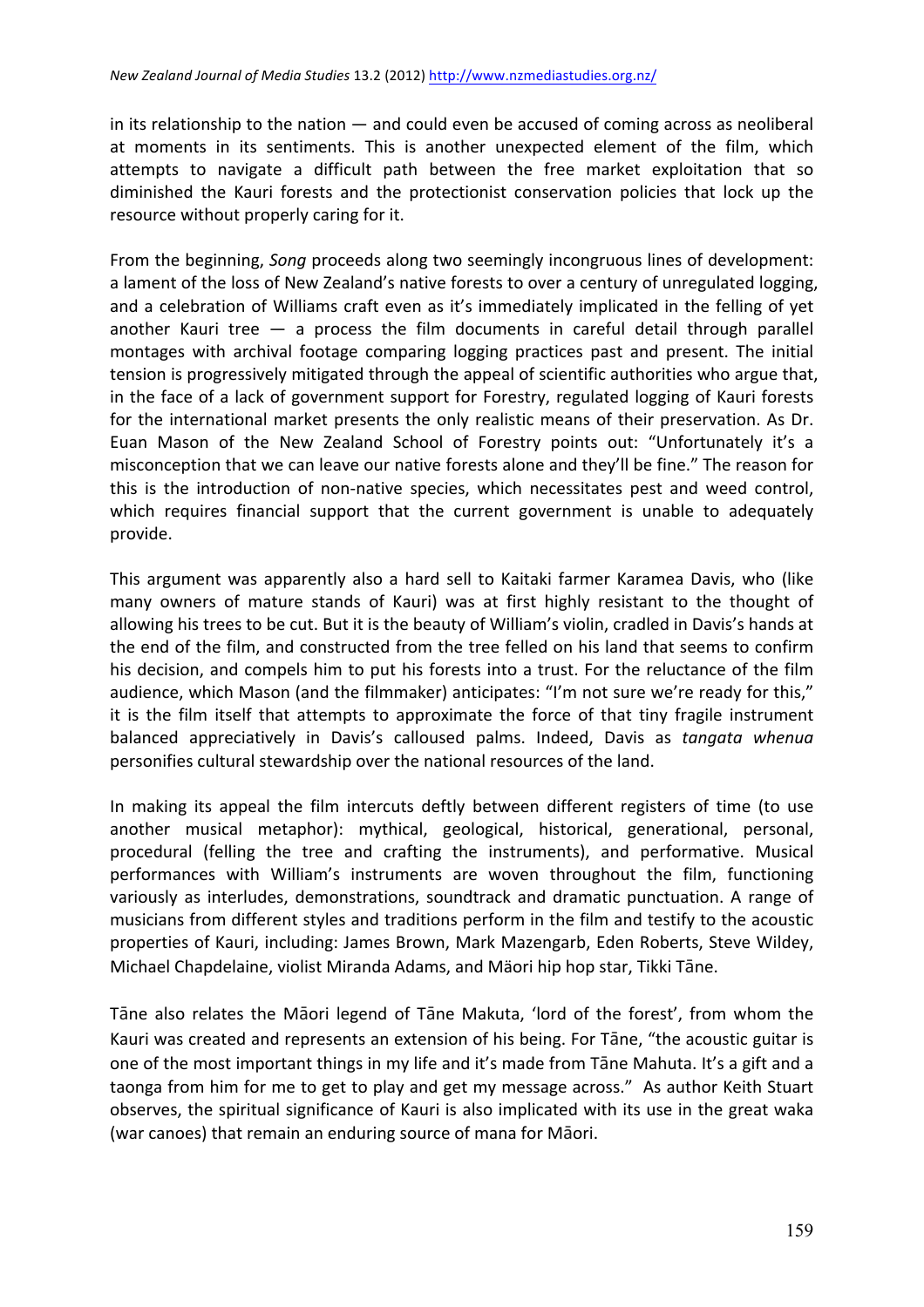in its relationship to the nation — and could even be accused of coming across as neoliberal at moments in its sentiments. This is another unexpected element of the film, which attempts to navigate a difficult path between the free market exploitation that so diminished the Kauri forests and the protectionist conservation policies that lock up the resource without properly caring for it.

From the beginning, *Song* proceeds along two seemingly incongruous lines of development: a lament of the loss of New Zealand's native forests to over a century of unregulated logging, and a celebration of Williams craft even as it's immediately implicated in the felling of yet another Kauri tree — a process the film documents in careful detail through parallel montages with archival footage comparing logging practices past and present. The initial tension is progressively mitigated through the appeal of scientific authorities who argue that, in the face of a lack of government support for Forestry, regulated logging of Kauri forests for the international market presents the only realistic means of their preservation. As Dr. Euan Mason of the New Zealand School of Forestry points out: "Unfortunately it's a misconception that we can leave our native forests alone and they'll be fine." The reason for this is the introduction of non-native species, which necessitates pest and weed control, which requires financial support that the current government is unable to adequately provide.

This argument was apparently also a hard sell to Kaitaki farmer Karamea Davis, who (like many owners of mature stands of Kauri) was at first highly resistant to the thought of allowing his trees to be cut. But it is the beauty of William's violin, cradled in Davis's hands at the end of the film, and constructed from the tree felled on his land that seems to confirm his decision, and compels him to put his forests into a trust. For the reluctance of the film audience, which Mason (and the filmmaker) anticipates: "I'm not sure we're ready for this," it is the film itself that attempts to approximate the force of that tiny fragile instrument balanced appreciatively in Davis's calloused palms. Indeed, Davis as *tangata whenua* personifies cultural stewardship over the national resources of the land.

In making its appeal the film intercuts deftly between different registers of time (to use another musical metaphor): mythical, geological, historical, generational, personal, procedural (felling the tree and crafting the instruments), and performative. Musical performances with William's instruments are woven throughout the film, functioning variously as interludes, demonstrations, soundtrack and dramatic punctuation. A range of musicians from different styles and traditions perform in the film and testify to the acoustic properties of Kauri, including: James Brown, Mark Mazengarb, Eden Roberts, Steve Wildey, Michael Chapdelaine, violist Miranda Adams, and Mäori hip hop star, Tikki Tāne.

Tāne also relates the Māori legend of Tāne Makuta, 'lord of the forest', from whom the Kauri was created and represents an extension of his being. For Tāne, "the acoustic guitar is one of the most important things in my life and it's made from Tāne Mahuta. It's a gift and a taonga from him for me to get to play and get my message across." As author Keith Stuart observes, the spiritual significance of Kauri is also implicated with its use in the great waka (war canoes) that remain an enduring source of mana for Māori.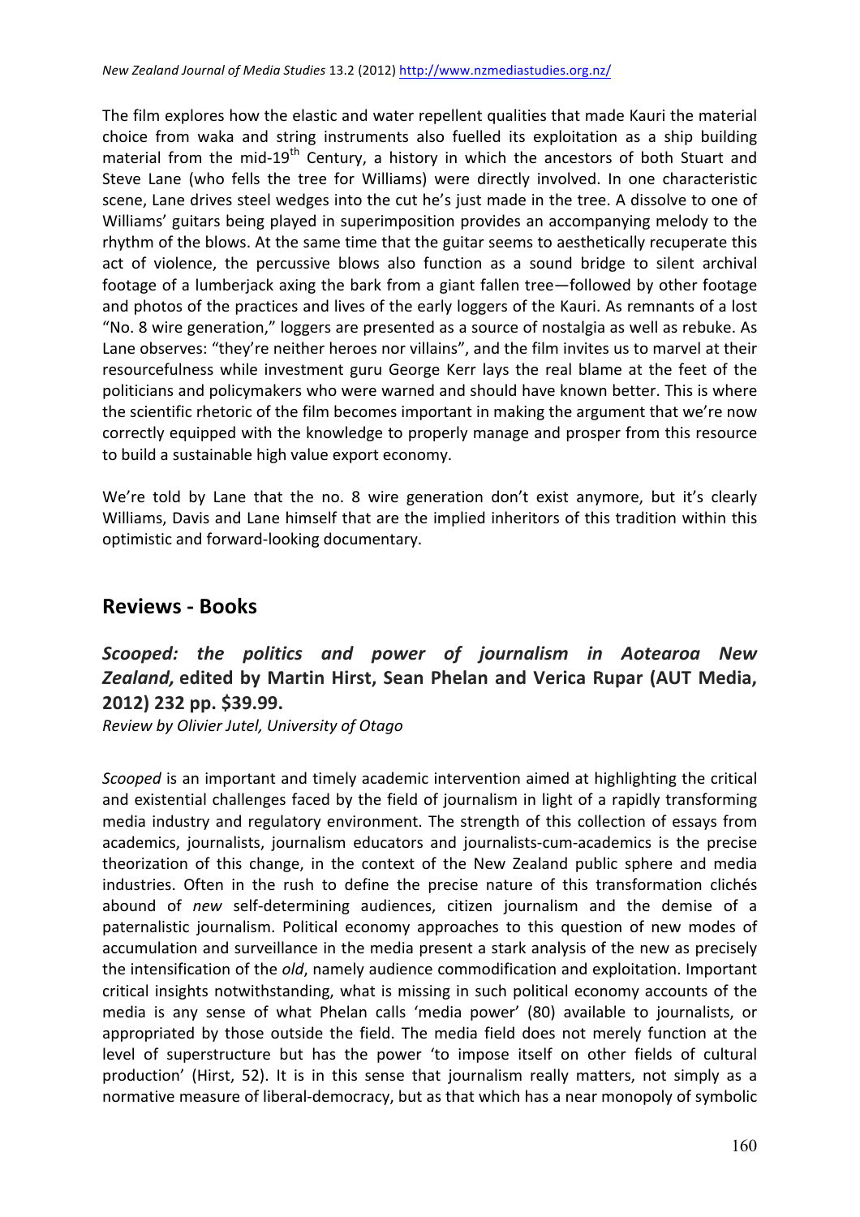The film explores how the elastic and water repellent qualities that made Kauri the material choice from waka and string instruments also fuelled its exploitation as a ship building material from the mid-19th Century, a history in which the ancestors of both Stuart and Steve Lane (who fells the tree for Williams) were directly involved. In one characteristic scene, Lane drives steel wedges into the cut he's just made in the tree. A dissolve to one of Williams' guitars being played in superimposition provides an accompanying melody to the rhythm of the blows. At the same time that the guitar seems to aesthetically recuperate this act of violence, the percussive blows also function as a sound bridge to silent archival footage of a lumberjack axing the bark from a giant fallen tree—followed by other footage and photos of the practices and lives of the early loggers of the Kauri. As remnants of a lost "No. 8 wire generation," loggers are presented as a source of nostalgia as well as rebuke. As Lane observes: "they're neither heroes nor villains", and the film invites us to marvel at their resourcefulness while investment guru George Kerr lays the real blame at the feet of the politicians and policymakers who were warned and should have known better. This is where the scientific rhetoric of the film becomes important in making the argument that we're now correctly equipped with the knowledge to properly manage and prosper from this resource to build a sustainable high value export economy.

We're told by Lane that the no. 8 wire generation don't exist anymore, but it's clearly Williams, Davis and Lane himself that are the implied inheritors of this tradition within this optimistic and forward-looking documentary.

## Reviews - Books

### *Scooped: the politics and power of journalism in Aotearoa New Zealand,* edited by Martin Hirst, Sean Phelan and Verica Rupar (AUT Media, 2012) 232 pp. $39.99.

*Review by Olivier Jutel, University of Otago*

*Scooped* is an important and timely academic intervention aimed at highlighting the critical and existential challenges faced by the field of journalism in light of a rapidly transforming media industry and regulatory environment. The strength of this collection of essays from academics, journalists, journalism educators and journalists-cum-academics is the precise theorization of this change, in the context of the New Zealand public sphere and media industries. Often in the rush to define the precise nature of this transformation clichés abound of *new* self-determining audiences, citizen journalism and the demise of a paternalistic journalism. Political economy approaches to this question of new modes of accumulation and surveillance in the media present a stark analysis of the new as precisely the intensification of the *old*, namely audience commodification and exploitation. Important critical insights notwithstanding, what is missing in such political economy accounts of the media is any sense of what Phelan calls 'media power' (80) available to journalists, or appropriated by those outside the field. The media field does not merely function at the level of superstructure but has the power 'to impose itself on other fields of cultural production' (Hirst, 52). It is in this sense that journalism really matters, not simply as a normative measure of liberal-democracy, but as that which has a near monopoly of symbolic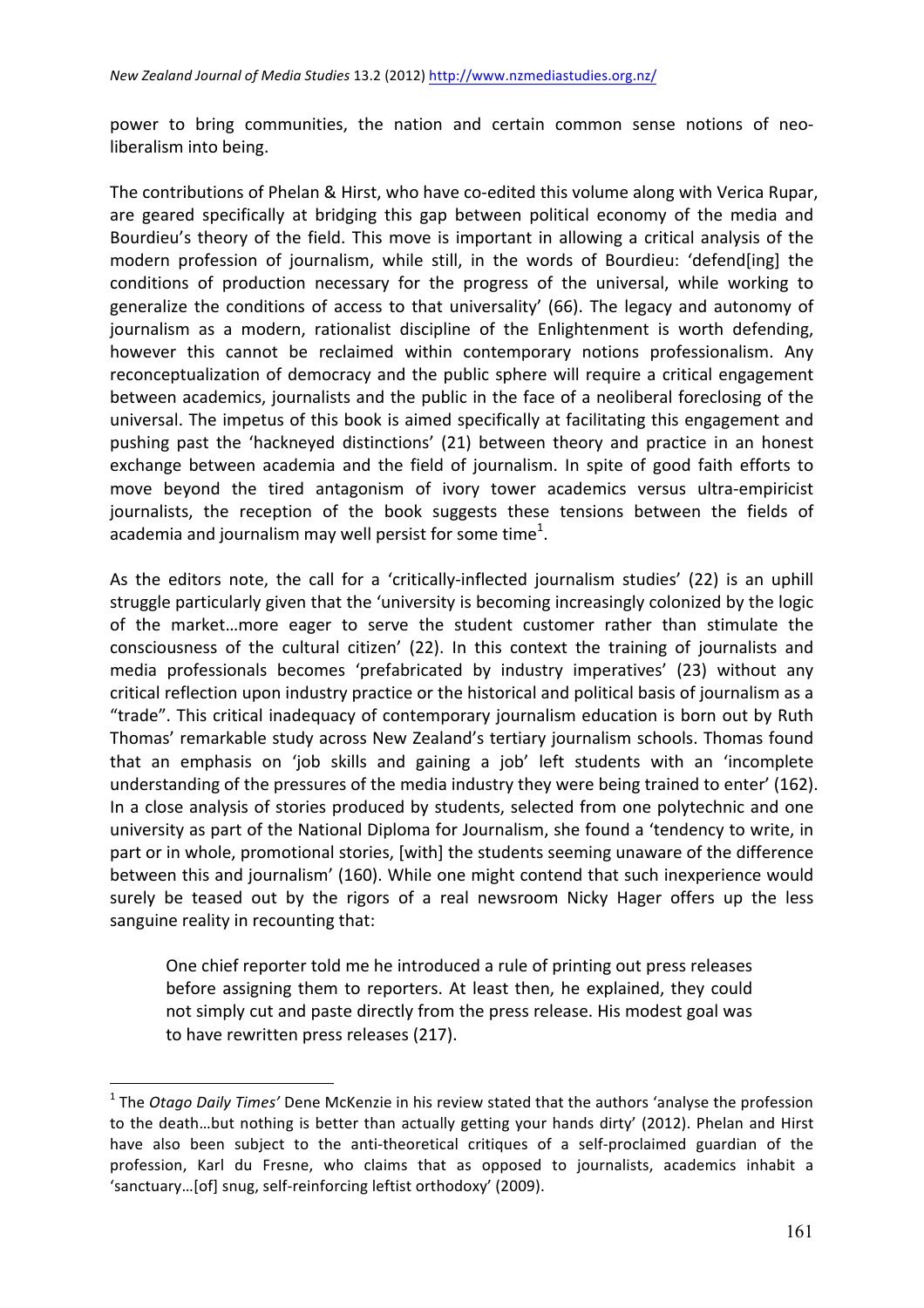power to bring communities, the nation and certain common sense notions of neo-liberalism into being.

The contributions of Phelan & Hirst, who have co-edited this volume along with Verica Rupar, are geared specifically at bridging this gap between political economy of the media and Bourdieu's theory of the field. This move is important in allowing a critical analysis of the modern profession of journalism, while still, in the words of Bourdieu: 'defend[ing] the conditions of production necessary for the progress of the universal, while working to generalize the conditions of access to that universality' (66). The legacy and autonomy of journalism as a modern, rationalist discipline of the Enlightenment is worth defending, however this cannot be reclaimed within contemporary notions professionalism. Any reconceptualization of democracy and the public sphere will require a critical engagement between academics, journalists and the public in the face of a neoliberal foreclosing of the universal. The impetus of this book is aimed specifically at facilitating this engagement and pushing past the 'hackneyed distinctions' (21) between theory and practice in an honest exchange between academia and the field of journalism. In spite of good faith efforts to move beyond the tired antagonism of ivory tower academics versus ultra-empiricist journalists, the reception of the book suggests these tensions between the fields of academia and journalism may well persist for some time[1].

As the editors note, the call for a 'critically-inflected journalism studies' (22) is an uphill struggle particularly given that the 'university is becoming increasingly colonized by the logic of the market…more eager to serve the student customer rather than stimulate the consciousness of the cultural citizen' (22). In this context the training of journalists and media professionals becomes 'prefabricated by industry imperatives' (23) without any critical reflection upon industry practice or the historical and political basis of journalism as a "trade". This critical inadequacy of contemporary journalism education is born out by Ruth Thomas' remarkable study across New Zealand's tertiary journalism schools. Thomas found that an emphasis on 'job skills and gaining a job' left students with an 'incomplete understanding of the pressures of the media industry they were being trained to enter' (162). In a close analysis of stories produced by students, selected from one polytechnic and one university as part of the National Diploma for Journalism, she found a 'tendency to write, in part or in whole, promotional stories, [with] the students seeming unaware of the difference between this and journalism' (160). While one might contend that such inexperience would surely be teased out by the rigors of a real newsroom Nicky Hager offers up the less sanguine reality in recounting that:

> One chief reporter told me he introduced a rule of printing out press releases before assigning them to reporters. At least then, he explained, they could not simply cut and paste directly from the press release. His modest goal was to have rewritten press releases (217).

---

[1] The *Otago Daily Times'* Dene McKenzie in his review stated that the authors 'analyse the profession to the death…but nothing is better than actually getting your hands dirty' (2012). Phelan and Hirst have also been subject to the anti-theoretical critiques of a self-proclaimed guardian of the profession, Karl du Fresne, who claims that as opposed to journalists, academics inhabit a 'sanctuary…[of] snug, self-reinforcing leftist orthodoxy' (2009).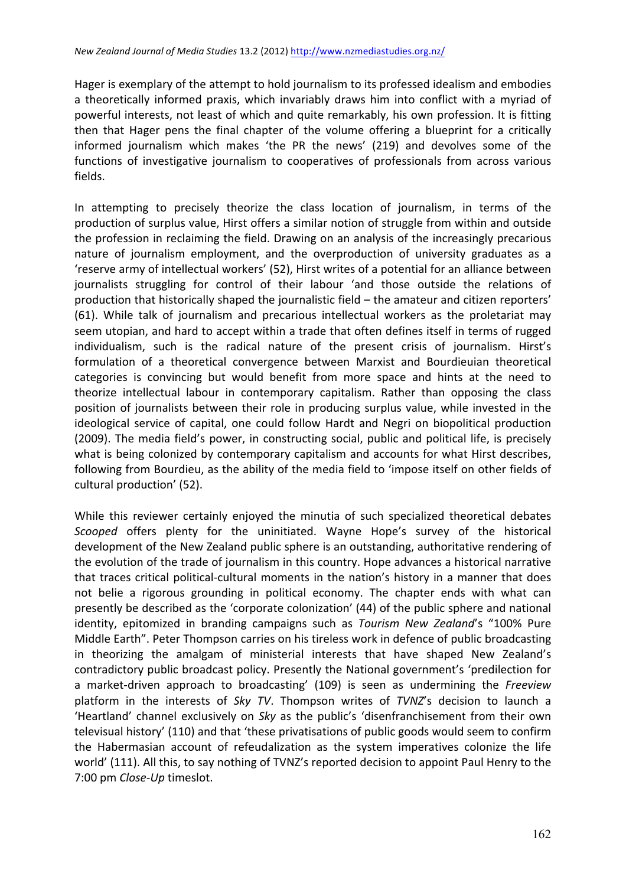Hager is exemplary of the attempt to hold journalism to its professed idealism and embodies a theoretically informed praxis, which invariably draws him into conflict with a myriad of powerful interests, not least of which and quite remarkably, his own profession. It is fitting then that Hager pens the final chapter of the volume offering a blueprint for a critically informed journalism which makes 'the PR the news' (219) and devolves some of the functions of investigative journalism to cooperatives of professionals from across various fields.

In attempting to precisely theorize the class location of journalism, in terms of the production of surplus value, Hirst offers a similar notion of struggle from within and outside the profession in reclaiming the field. Drawing on an analysis of the increasingly precarious nature of journalism employment, and the overproduction of university graduates as a 'reserve army of intellectual workers' (52), Hirst writes of a potential for an alliance between journalists struggling for control of their labour 'and those outside the relations of production that historically shaped the journalistic field – the amateur and citizen reporters' (61). While talk of journalism and precarious intellectual workers as the proletariat may seem utopian, and hard to accept within a trade that often defines itself in terms of rugged individualism, such is the radical nature of the present crisis of journalism. Hirst's formulation of a theoretical convergence between Marxist and Bourdieuian theoretical categories is convincing but would benefit from more space and hints at the need to theorize intellectual labour in contemporary capitalism. Rather than opposing the class position of journalists between their role in producing surplus value, while invested in the ideological service of capital, one could follow Hardt and Negri on biopolitical production (2009). The media field's power, in constructing social, public and political life, is precisely what is being colonized by contemporary capitalism and accounts for what Hirst describes, following from Bourdieu, as the ability of the media field to 'impose itself on other fields of cultural production' (52).

While this reviewer certainly enjoyed the minutia of such specialized theoretical debates *Scooped* offers plenty for the uninitiated. Wayne Hope's survey of the historical development of the New Zealand public sphere is an outstanding, authoritative rendering of the evolution of the trade of journalism in this country. Hope advances a historical narrative that traces critical political-cultural moments in the nation's history in a manner that does not belie a rigorous grounding in political economy. The chapter ends with what can presently be described as the 'corporate colonization' (44) of the public sphere and national identity, epitomized in branding campaigns such as *Tourism New Zealand*'s "100% Pure Middle Earth". Peter Thompson carries on his tireless work in defence of public broadcasting in theorizing the amalgam of ministerial interests that have shaped New Zealand's contradictory public broadcast policy. Presently the National government's 'predilection for a market-driven approach to broadcasting' (109) is seen as undermining the *Freeview* platform in the interests of *Sky TV*. Thompson writes of *TVNZ*'s decision to launch a 'Heartland' channel exclusively on *Sky* as the public's 'disenfranchisement from their own televisual history' (110) and that 'these privatisations of public goods would seem to confirm the Habermasian account of refeudalization as the system imperatives colonize the life world' (111). All this, to say nothing of TVNZ's reported decision to appoint Paul Henry to the 7:00 pm *Close-Up* timeslot.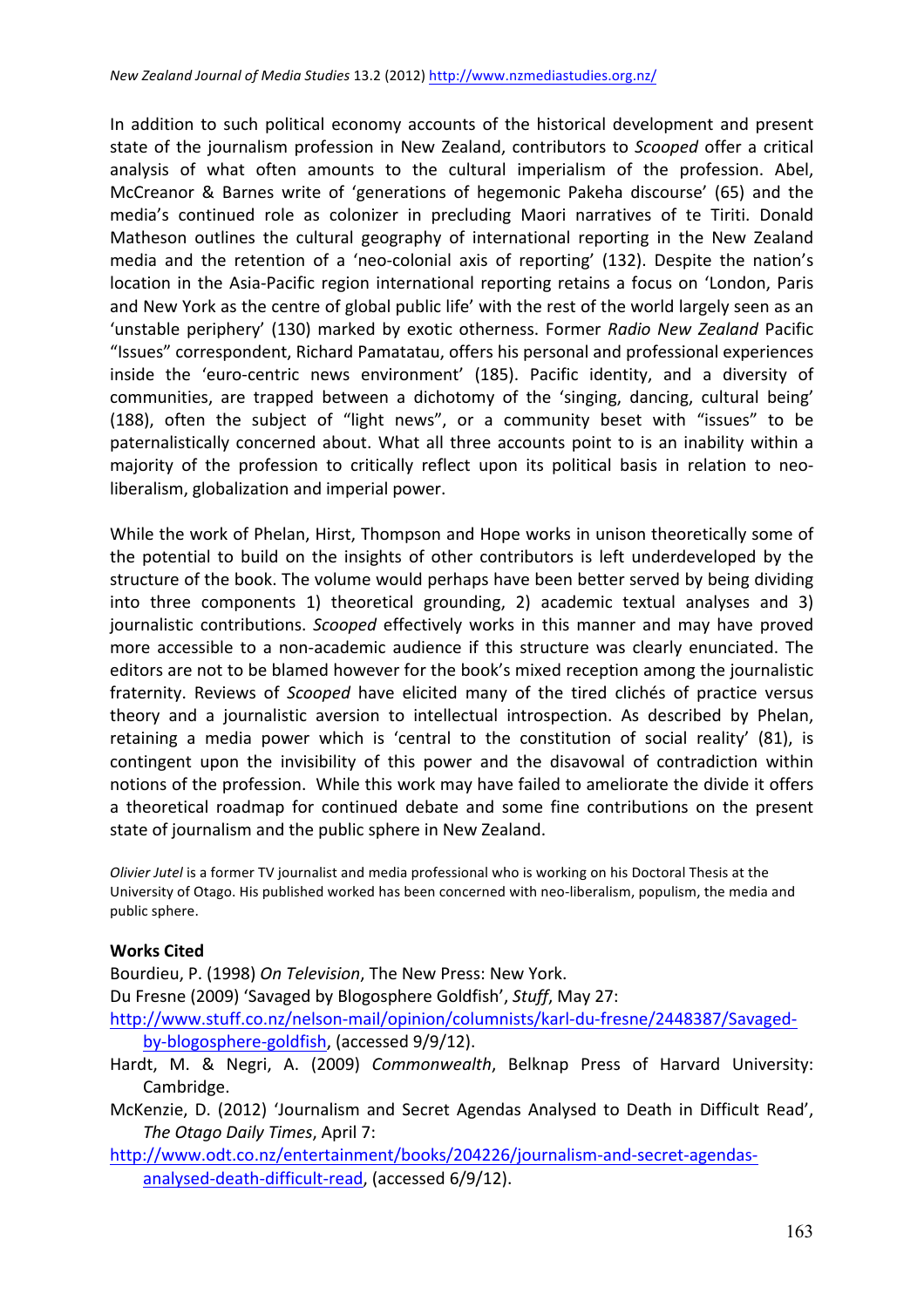In addition to such political economy accounts of the historical development and present state of the journalism profession in New Zealand, contributors to *Scooped* offer a critical analysis of what often amounts to the cultural imperialism of the profession. Abel, McCreanor & Barnes write of 'generations of hegemonic Pakeha discourse' (65) and the media's continued role as colonizer in precluding Maori narratives of te Tiriti. Donald Matheson outlines the cultural geography of international reporting in the New Zealand media and the retention of a 'neo-colonial axis of reporting' (132). Despite the nation's location in the Asia-Pacific region international reporting retains a focus on 'London, Paris and New York as the centre of global public life' with the rest of the world largely seen as an 'unstable periphery' (130) marked by exotic otherness. Former *Radio New Zealand* Pacific "Issues" correspondent, Richard Pamatatau, offers his personal and professional experiences inside the 'euro-centric news environment' (185). Pacific identity, and a diversity of communities, are trapped between a dichotomy of the 'singing, dancing, cultural being' (188), often the subject of "light news", or a community beset with "issues" to be paternalistically concerned about. What all three accounts point to is an inability within a majority of the profession to critically reflect upon its political basis in relation to neo-liberalism, globalization and imperial power.

While the work of Phelan, Hirst, Thompson and Hope works in unison theoretically some of the potential to build on the insights of other contributors is left underdeveloped by the structure of the book. The volume would perhaps have been better served by being dividing into three components 1) theoretical grounding, 2) academic textual analyses and 3) journalistic contributions. *Scooped* effectively works in this manner and may have proved more accessible to a non-academic audience if this structure was clearly enunciated. The editors are not to be blamed however for the book's mixed reception among the journalistic fraternity. Reviews of *Scooped* have elicited many of the tired clichés of practice versus theory and a journalistic aversion to intellectual introspection. As described by Phelan, retaining a media power which is 'central to the constitution of social reality' (81), is contingent upon the invisibility of this power and the disavowal of contradiction within notions of the profession. While this work may have failed to ameliorate the divide it offers a theoretical roadmap for continued debate and some fine contributions on the present state of journalism and the public sphere in New Zealand.

*Olivier Jutel* is a former TV journalist and media professional who is working on his Doctoral Thesis at the University of Otago. His published worked has been concerned with neo-liberalism, populism, the media and public sphere.

**Works Cited**

Bourdieu, P. (1998) *On Television*, The New Press: New York.

Du Fresne (2009) 'Savaged by Blogosphere Goldfish', *Stuff*, May 27: http://www.stuff.co.nz/nelson-mail/opinion/columnists/karl-du-fresne/2448387/Savaged-by-blogosphere-goldfish, (accessed 9/9/12).

Hardt, M. & Negri, A. (2009) *Commonwealth*, Belknap Press of Harvard University: Cambridge.

McKenzie, D. (2012) 'Journalism and Secret Agendas Analysed to Death in Difficult Read', *The Otago Daily Times*, April 7: http://www.odt.co.nz/entertainment/books/204226/journalism-and-secret-agendas-analysed-death-difficult-read, (accessed 6/9/12).